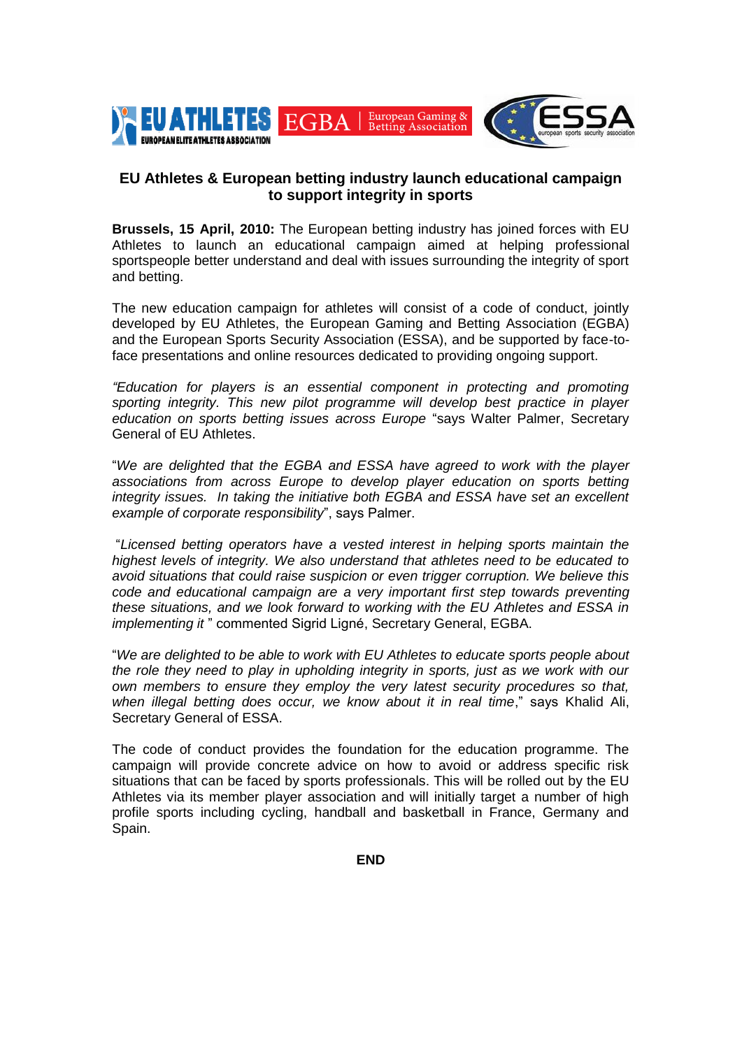## EU Athletes & European betting industry launch educational campaign to support integrity in sports

**Brussels, 15 April, 2010:** The European betting industry has joined forces with EU Athletes to launch an educational campaign aimed at helping professional sportspeople better understand and deal with issues surrounding the integrity of sport and betting.

The new education campaign for athletes will consist of a code of conduct, jointly developed by EU Athletes, the European Gaming and Betting Association (EGBA) and the European Sports Security Association (ESSA), and be supported by face-to-face presentations and online resources dedicated to providing ongoing support.

*"Education for players is an essential component in protecting and promoting sporting integrity. This new pilot programme will develop best practice in player education on sports betting issues across Europe* "says Walter Palmer, Secretary General of EU Athletes.

"*We are delighted that the EGBA and ESSA have agreed to work with the player associations from across Europe to develop player education on sports betting integrity issues. In taking the initiative both EGBA and ESSA have set an excellent example of corporate responsibility*", says Palmer.

"*Licensed betting operators have a vested interest in helping sports maintain the highest levels of integrity. We also understand that athletes need to be educated to avoid situations that could raise suspicion or even trigger corruption. We believe this code and educational campaign are a very important first step towards preventing these situations, and we look forward to working with the EU Athletes and ESSA in implementing it* " commented Sigrid Ligné, Secretary General, EGBA.

"*We are delighted to be able to work with EU Athletes to educate sports people about the role they need to play in upholding integrity in sports, just as we work with our own members to ensure they employ the very latest security procedures so that, when illegal betting does occur, we know about it in real time*," says Khalid Ali, Secretary General of ESSA.

The code of conduct provides the foundation for the education programme. The campaign will provide concrete advice on how to avoid or address specific risk situations that can be faced by sports professionals. This will be rolled out by the EU Athletes via its member player association and will initially target a number of high profile sports including cycling, handball and basketball in France, Germany and Spain.

**END**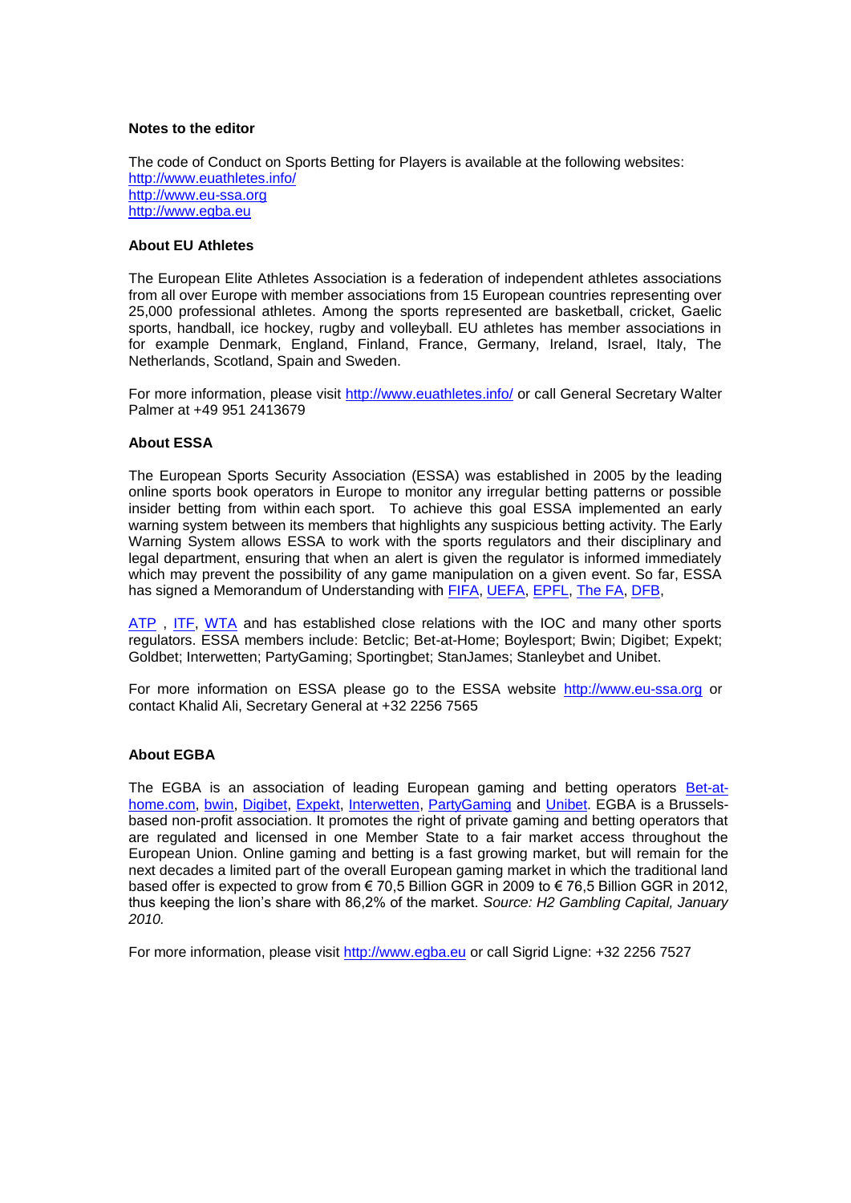**Notes to the editor**

The code of Conduct on Sports Betting for Players is available at the following websites:
http://www.euathletes.info/
http://www.eu-ssa.org
http://www.egba.eu

**About EU Athletes**

The European Elite Athletes Association is a federation of independent athletes associations from all over Europe with member associations from 15 European countries representing over 25,000 professional athletes. Among the sports represented are basketball, cricket, Gaelic sports, handball, ice hockey, rugby and volleyball. EU athletes has member associations in for example Denmark, England, Finland, France, Germany, Ireland, Israel, Italy, The Netherlands, Scotland, Spain and Sweden.

For more information, please visit http://www.euathletes.info/ or call General Secretary Walter Palmer at +49 951 2413679

**About ESSA**

The European Sports Security Association (ESSA) was established in 2005 by the leading online sports book operators in Europe to monitor any irregular betting patterns or possible insider betting from within each sport. To achieve this goal ESSA implemented an early warning system between its members that highlights any suspicious betting activity. The Early Warning System allows ESSA to work with the sports regulators and their disciplinary and legal department, ensuring that when an alert is given the regulator is informed immediately which may prevent the possibility of any game manipulation on a given event. So far, ESSA has signed a Memorandum of Understanding with FIFA, UEFA, EPFL, The FA, DFB,

ATP , ITF, WTA and has established close relations with the IOC and many other sports regulators. ESSA members include: Betclic; Bet-at-Home; Boylesport; Bwin; Digibet; Expekt; Goldbet; Interwetten; PartyGaming; Sportingbet; StanJames; Stanleybet and Unibet.

For more information on ESSA please go to the ESSA website http://www.eu-ssa.org or contact Khalid Ali, Secretary General at +32 2256 7565

**About EGBA**

The EGBA is an association of leading European gaming and betting operators Bet-at-home.com, bwin, Digibet, Expekt, Interwetten, PartyGaming and Unibet. EGBA is a Brussels-based non-profit association. It promotes the right of private gaming and betting operators that are regulated and licensed in one Member State to a fair market access throughout the European Union. Online gaming and betting is a fast growing market, but will remain for the next decades a limited part of the overall European gaming market in which the traditional land based offer is expected to grow from € 70,5 Billion GGR in 2009 to € 76,5 Billion GGR in 2012, thus keeping the lion's share with 86,2% of the market. *Source: H2 Gambling Capital, January 2010.*

For more information, please visit http://www.egba.eu or call Sigrid Ligne: +32 2256 7527